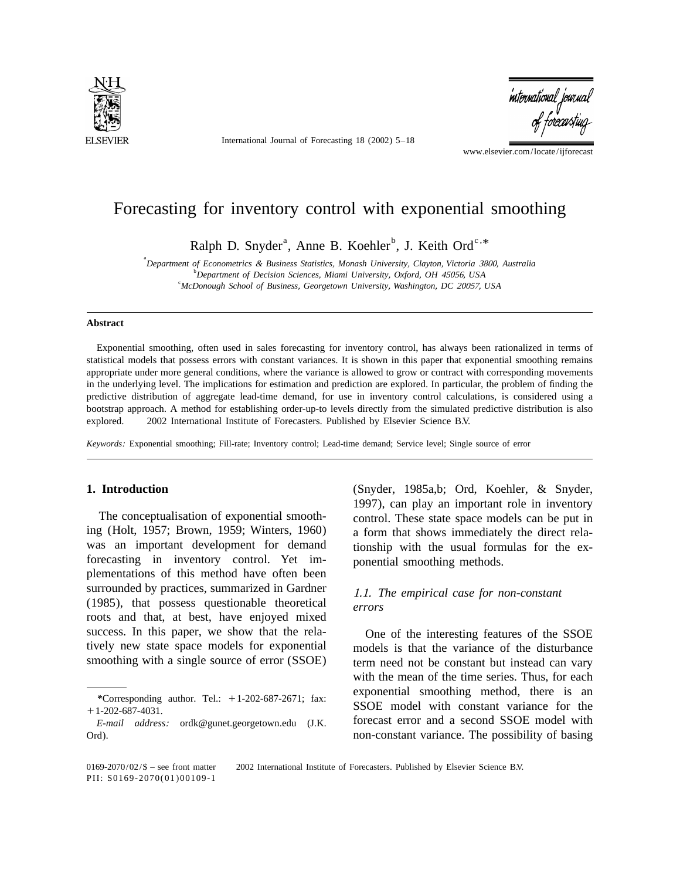# Forecasting for inventory control with exponential smoothing

Ralph D. Snyder[a], Anne B. Koehler[b], J. Keith Ord[c,*]

[a]Department of Econometrics & Business Statistics, Monash University, Clayton, Victoria 3800, Australia
[b]Department of Decision Sciences, Miami University, Oxford, OH 45056, USA
[c]McDonough School of Business, Georgetown University, Washington, DC 20057, USA

### Abstract

Exponential smoothing, often used in sales forecasting for inventory control, has always been rationalized in terms of statistical models that possess errors with constant variances. It is shown in this paper that exponential smoothing remains appropriate under more general conditions, where the variance is allowed to grow or contract with corresponding movements in the underlying level. The implications for estimation and prediction are explored. In particular, the problem of finding the predictive distribution of aggregate lead-time demand, for use in inventory control calculations, is considered using a bootstrap approach. A method for establishing order-up-to levels directly from the simulated predictive distribution is also explored. © 2002 International Institute of Forecasters. Published by Elsevier Science B.V.

*Keywords:* Exponential smoothing; Fill-rate; Inventory control; Lead-time demand; Service level; Single source of error

## 1. Introduction

The conceptualisation of exponential smoothing (Holt, 1957; Brown, 1959; Winters, 1960) was an important development for demand forecasting in inventory control. Yet implementations of this method have often been surrounded by practices, summarized in Gardner (1985), that possess questionable theoretical roots and that, at best, have enjoyed mixed success. In this paper, we show that the relatively new state space models for exponential smoothing with a single source of error (SSOE) (Snyder, 1985a,b; Ord, Koehler, & Snyder, 1997), can play an important role in inventory control. These state space models can be put in a form that shows immediately the direct relationship with the usual formulas for the exponential smoothing methods.

### 1.1. The empirical case for non-constant errors

One of the interesting features of the SSOE models is that the variance of the disturbance term need not be constant but instead can vary with the mean of the time series. Thus, for each exponential smoothing method, there is an SSOE model with constant variance for the forecast error and a second SSOE model with non-constant variance. The possibility of basing

*Corresponding author. Tel.: +1-202-687-2671; fax: +1-202-687-4031.
*E-mail address:* ordk@gunet.georgetown.edu (J.K. Ord).

0169-2070/02/$ – see front matter © 2002 International Institute of Forecasters. Published by Elsevier Science B.V.
PII: S0169-2070(01)00109-1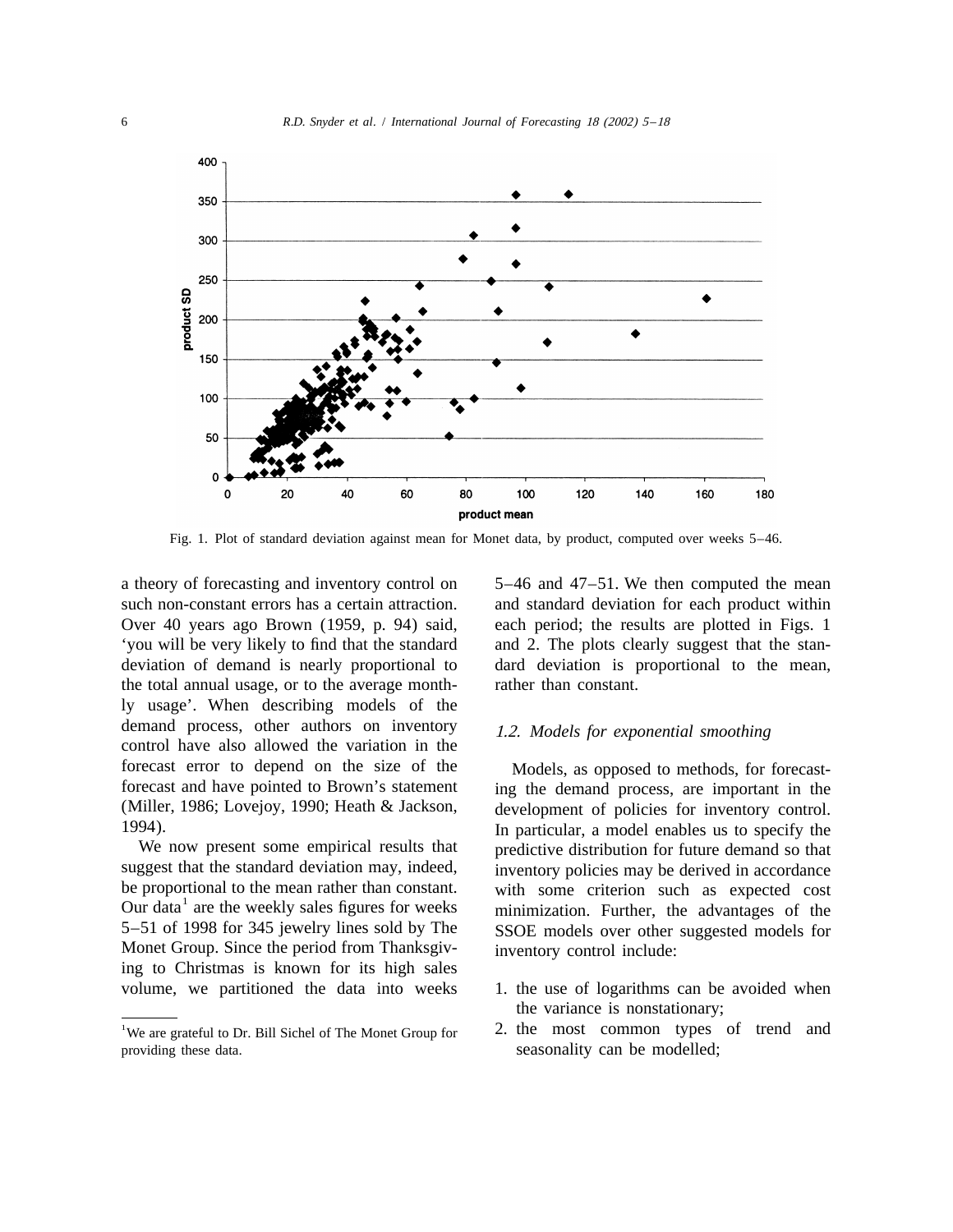400
350
300
250
200
150
100
50
0
product SD
0
20
40
60
80
100
120
140
160
180
product mean

Fig. 1. Plot of standard deviation against mean for Monet data, by product, computed over weeks 5–46.

a theory of forecasting and inventory control on such non-constant errors has a certain attraction. Over 40 years ago Brown (1959, p. 94) said, 'you will be very likely to find that the standard deviation of demand is nearly proportional to the total annual usage, or to the average monthly usage'. When describing models of the demand process, other authors on inventory control have also allowed the variation in the forecast error to depend on the size of the forecast and have pointed to Brown's statement (Miller, 1986; Lovejoy, 1990; Heath & Jackson, 1994).

We now present some empirical results that suggest that the standard deviation may, indeed, be proportional to the mean rather than constant. Our data[1] are the weekly sales figures for weeks 5–51 of 1998 for 345 jewelry lines sold by The Monet Group. Since the period from Thanksgiving to Christmas is known for its high sales volume, we partitioned the data into weeks 5–46 and 47–51. We then computed the mean and standard deviation for each product within each period; the results are plotted in Figs. 1 and 2. The plots clearly suggest that the standard deviation is proportional to the mean, rather than constant.

### *1.2. Models for exponential smoothing*

Models, as opposed to methods, for forecasting the demand process, are important in the development of policies for inventory control. In particular, a model enables us to specify the predictive distribution for future demand so that inventory policies may be derived in accordance with some criterion such as expected cost minimization. Further, the advantages of the SSOE models over other suggested models for inventory control include:

1. the use of logarithms can be avoided when the variance is nonstationary;
2. the most common types of trend and seasonality can be modelled;

[1] We are grateful to Dr. Bill Sichel of The Monet Group for providing these data.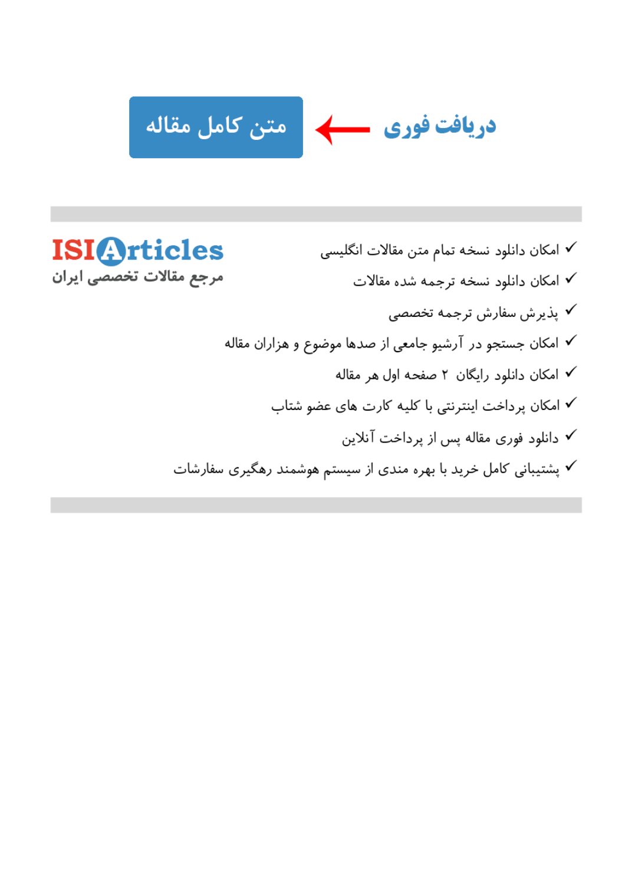دریافت فوری ← متن کامل مقاله

**ISIArticles**
مرجع مقالات تخصصی ایران

- ✓ امکان دانلود نسخه تمام متن مقالات انگلیسی
- ✓ امکان دانلود نسخه ترجمه شده مقالات
- ✓ پذیرش سفارش ترجمه تخصصی
- ✓ امکان جستجو در آرشیو جامعی از صدها موضوع و هزاران مقاله
- ✓ امکان دانلود رایگان ۲ صفحه اول هر مقاله
- ✓ امکان پرداخت اینترنتی با کلیه کارت های عضو شتاب
- ✓ دانلود فوری مقاله پس از پرداخت آنلاین
- ✓ پشتیبانی کامل خرید با بهره مندی از سیستم هوشمند رهگیری سفارشات